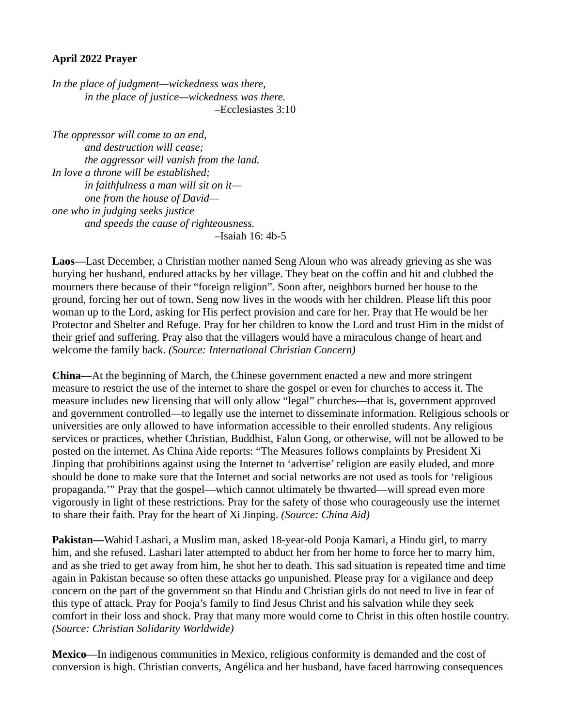**April 2022 Prayer**

*In the place of judgment—wickedness was there,*
*in the place of justice—wickedness was there.*
–Ecclesiastes 3:10

*The oppressor will come to an end,*
*and destruction will cease;*
*the aggressor will vanish from the land.*
*In love a throne will be established;*
*in faithfulness a man will sit on it—*
*one from the house of David—*
*one who in judging seeks justice*
*and speeds the cause of righteousness.*
–Isaiah 16: 4b-5

**Laos—**Last December, a Christian mother named Seng Aloun who was already grieving as she was burying her husband, endured attacks by her village. They beat on the coffin and hit and clubbed the mourners there because of their "foreign religion". Soon after, neighbors burned her house to the ground, forcing her out of town. Seng now lives in the woods with her children. Please lift this poor woman up to the Lord, asking for His perfect provision and care for her. Pray that He would be her Protector and Shelter and Refuge. Pray for her children to know the Lord and trust Him in the midst of their grief and suffering. Pray also that the villagers would have a miraculous change of heart and welcome the family back. *(Source: International Christian Concern)*

**China—**At the beginning of March, the Chinese government enacted a new and more stringent measure to restrict the use of the internet to share the gospel or even for churches to access it. The measure includes new licensing that will only allow "legal" churches—that is, government approved and government controlled—to legally use the internet to disseminate information. Religious schools or universities are only allowed to have information accessible to their enrolled students. Any religious services or practices, whether Christian, Buddhist, Falun Gong, or otherwise, will not be allowed to be posted on the internet. As China Aide reports: "The Measures follows complaints by President Xi Jinping that prohibitions against using the Internet to 'advertise' religion are easily eluded, and more should be done to make sure that the Internet and social networks are not used as tools for 'religious propaganda.'" Pray that the gospel—which cannot ultimately be thwarted—will spread even more vigorously in light of these restrictions. Pray for the safety of those who courageously use the internet to share their faith. Pray for the heart of Xi Jinping. *(Source: China Aid)*

**Pakistan—**Wahid Lashari, a Muslim man, asked 18-year-old Pooja Kamari, a Hindu girl, to marry him, and she refused. Lashari later attempted to abduct her from her home to force her to marry him, and as she tried to get away from him, he shot her to death. This sad situation is repeated time and time again in Pakistan because so often these attacks go unpunished. Please pray for a vigilance and deep concern on the part of the government so that Hindu and Christian girls do not need to live in fear of this type of attack. Pray for Pooja's family to find Jesus Christ and his salvation while they seek comfort in their loss and shock. Pray that many more would come to Christ in this often hostile country. *(Source: Christian Solidarity Worldwide)*

**Mexico—**In indigenous communities in Mexico, religious conformity is demanded and the cost of conversion is high. Christian converts, Angélica and her husband, have faced harrowing consequences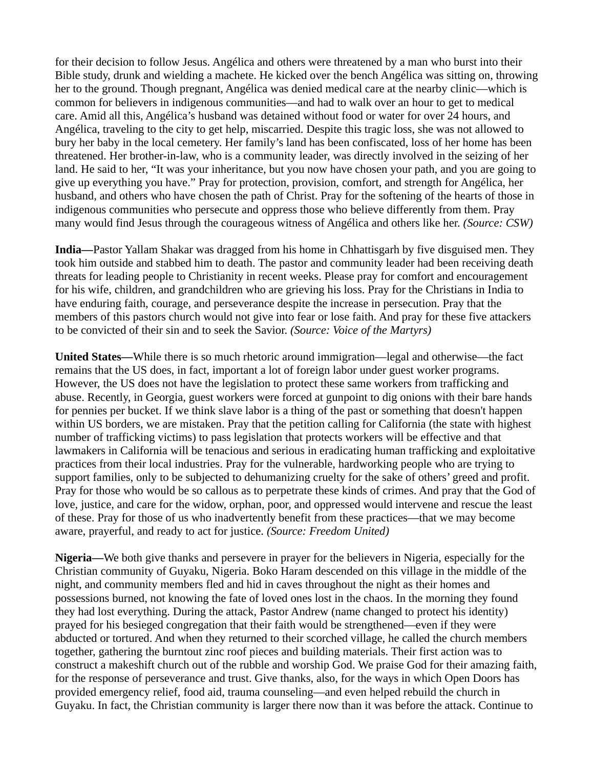for their decision to follow Jesus. Angélica and others were threatened by a man who burst into their Bible study, drunk and wielding a machete. He kicked over the bench Angélica was sitting on, throwing her to the ground. Though pregnant, Angélica was denied medical care at the nearby clinic—which is common for believers in indigenous communities—and had to walk over an hour to get to medical care. Amid all this, Angélica's husband was detained without food or water for over 24 hours, and Angélica, traveling to the city to get help, miscarried. Despite this tragic loss, she was not allowed to bury her baby in the local cemetery. Her family's land has been confiscated, loss of her home has been threatened. Her brother-in-law, who is a community leader, was directly involved in the seizing of her land. He said to her, "It was your inheritance, but you now have chosen your path, and you are going to give up everything you have." Pray for protection, provision, comfort, and strength for Angélica, her husband, and others who have chosen the path of Christ. Pray for the softening of the hearts of those in indigenous communities who persecute and oppress those who believe differently from them. Pray many would find Jesus through the courageous witness of Angélica and others like her. *(Source: CSW)*

**India—**Pastor Yallam Shakar was dragged from his home in Chhattisgarh by five disguised men. They took him outside and stabbed him to death. The pastor and community leader had been receiving death threats for leading people to Christianity in recent weeks. Please pray for comfort and encouragement for his wife, children, and grandchildren who are grieving his loss. Pray for the Christians in India to have enduring faith, courage, and perseverance despite the increase in persecution. Pray that the members of this pastors church would not give into fear or lose faith. And pray for these five attackers to be convicted of their sin and to seek the Savior. *(Source: Voice of the Martyrs)*

**United States—**While there is so much rhetoric around immigration—legal and otherwise—the fact remains that the US does, in fact, important a lot of foreign labor under guest worker programs. However, the US does not have the legislation to protect these same workers from trafficking and abuse. Recently, in Georgia, guest workers were forced at gunpoint to dig onions with their bare hands for pennies per bucket. If we think slave labor is a thing of the past or something that doesn't happen within US borders, we are mistaken. Pray that the petition calling for California (the state with highest number of trafficking victims) to pass legislation that protects workers will be effective and that lawmakers in California will be tenacious and serious in eradicating human trafficking and exploitative practices from their local industries. Pray for the vulnerable, hardworking people who are trying to support families, only to be subjected to dehumanizing cruelty for the sake of others' greed and profit. Pray for those who would be so callous as to perpetrate these kinds of crimes. And pray that the God of love, justice, and care for the widow, orphan, poor, and oppressed would intervene and rescue the least of these. Pray for those of us who inadvertently benefit from these practices—that we may become aware, prayerful, and ready to act for justice. *(Source: Freedom United)*

**Nigeria—**We both give thanks and persevere in prayer for the believers in Nigeria, especially for the Christian community of Guyaku, Nigeria. Boko Haram descended on this village in the middle of the night, and community members fled and hid in caves throughout the night as their homes and possessions burned, not knowing the fate of loved ones lost in the chaos. In the morning they found they had lost everything. During the attack, Pastor Andrew (name changed to protect his identity) prayed for his besieged congregation that their faith would be strengthened—even if they were abducted or tortured. And when they returned to their scorched village, he called the church members together, gathering the burntout zinc roof pieces and building materials. Their first action was to construct a makeshift church out of the rubble and worship God. We praise God for their amazing faith, for the response of perseverance and trust. Give thanks, also, for the ways in which Open Doors has provided emergency relief, food aid, trauma counseling—and even helped rebuild the church in Guyaku. In fact, the Christian community is larger there now than it was before the attack. Continue to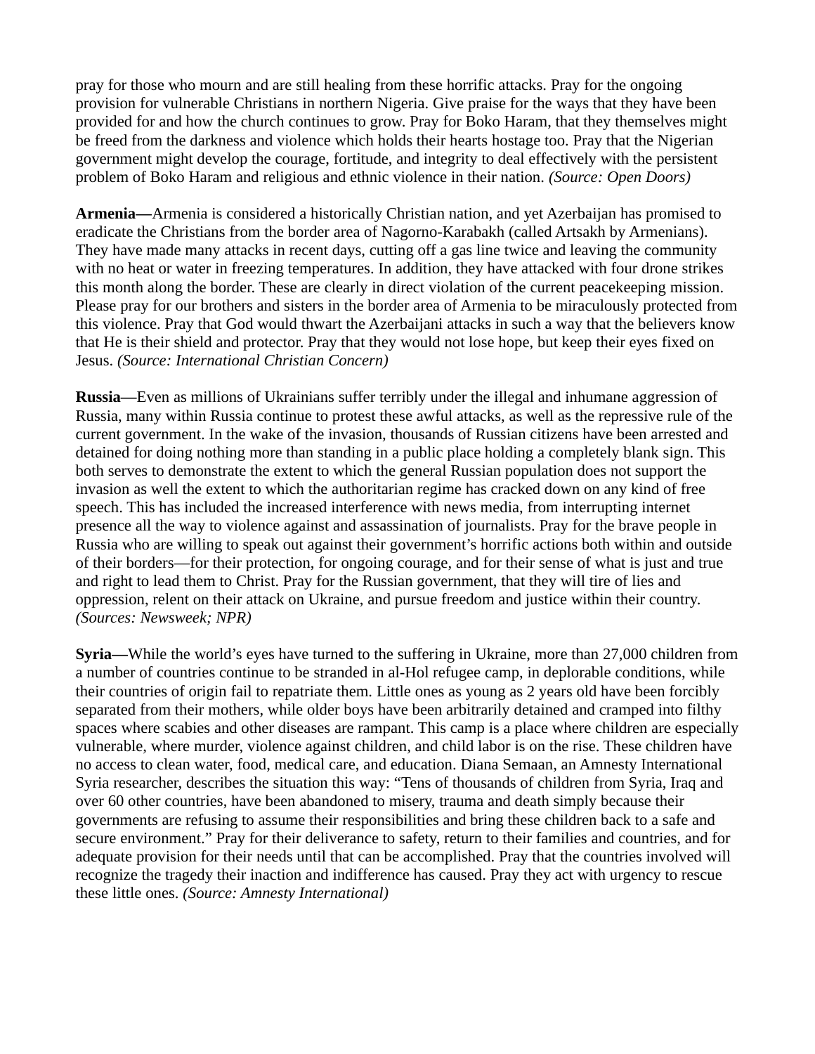pray for those who mourn and are still healing from these horrific attacks. Pray for the ongoing provision for vulnerable Christians in northern Nigeria. Give praise for the ways that they have been provided for and how the church continues to grow. Pray for Boko Haram, that they themselves might be freed from the darkness and violence which holds their hearts hostage too. Pray that the Nigerian government might develop the courage, fortitude, and integrity to deal effectively with the persistent problem of Boko Haram and religious and ethnic violence in their nation. *(Source: Open Doors)*

**Armenia—**Armenia is considered a historically Christian nation, and yet Azerbaijan has promised to eradicate the Christians from the border area of Nagorno-Karabakh (called Artsakh by Armenians). They have made many attacks in recent days, cutting off a gas line twice and leaving the community with no heat or water in freezing temperatures. In addition, they have attacked with four drone strikes this month along the border. These are clearly in direct violation of the current peacekeeping mission. Please pray for our brothers and sisters in the border area of Armenia to be miraculously protected from this violence. Pray that God would thwart the Azerbaijani attacks in such a way that the believers know that He is their shield and protector. Pray that they would not lose hope, but keep their eyes fixed on Jesus. *(Source: International Christian Concern)*

**Russia—**Even as millions of Ukrainians suffer terribly under the illegal and inhumane aggression of Russia, many within Russia continue to protest these awful attacks, as well as the repressive rule of the current government. In the wake of the invasion, thousands of Russian citizens have been arrested and detained for doing nothing more than standing in a public place holding a completely blank sign. This both serves to demonstrate the extent to which the general Russian population does not support the invasion as well the extent to which the authoritarian regime has cracked down on any kind of free speech. This has included the increased interference with news media, from interrupting internet presence all the way to violence against and assassination of journalists. Pray for the brave people in Russia who are willing to speak out against their government's horrific actions both within and outside of their borders—for their protection, for ongoing courage, and for their sense of what is just and true and right to lead them to Christ. Pray for the Russian government, that they will tire of lies and oppression, relent on their attack on Ukraine, and pursue freedom and justice within their country. *(Sources: Newsweek; NPR)*

**Syria—**While the world's eyes have turned to the suffering in Ukraine, more than 27,000 children from a number of countries continue to be stranded in al-Hol refugee camp, in deplorable conditions, while their countries of origin fail to repatriate them. Little ones as young as 2 years old have been forcibly separated from their mothers, while older boys have been arbitrarily detained and cramped into filthy spaces where scabies and other diseases are rampant. This camp is a place where children are especially vulnerable, where murder, violence against children, and child labor is on the rise. These children have no access to clean water, food, medical care, and education. Diana Semaan, an Amnesty International Syria researcher, describes the situation this way: "Tens of thousands of children from Syria, Iraq and over 60 other countries, have been abandoned to misery, trauma and death simply because their governments are refusing to assume their responsibilities and bring these children back to a safe and secure environment." Pray for their deliverance to safety, return to their families and countries, and for adequate provision for their needs until that can be accomplished. Pray that the countries involved will recognize the tragedy their inaction and indifference has caused. Pray they act with urgency to rescue these little ones. *(Source: Amnesty International)*